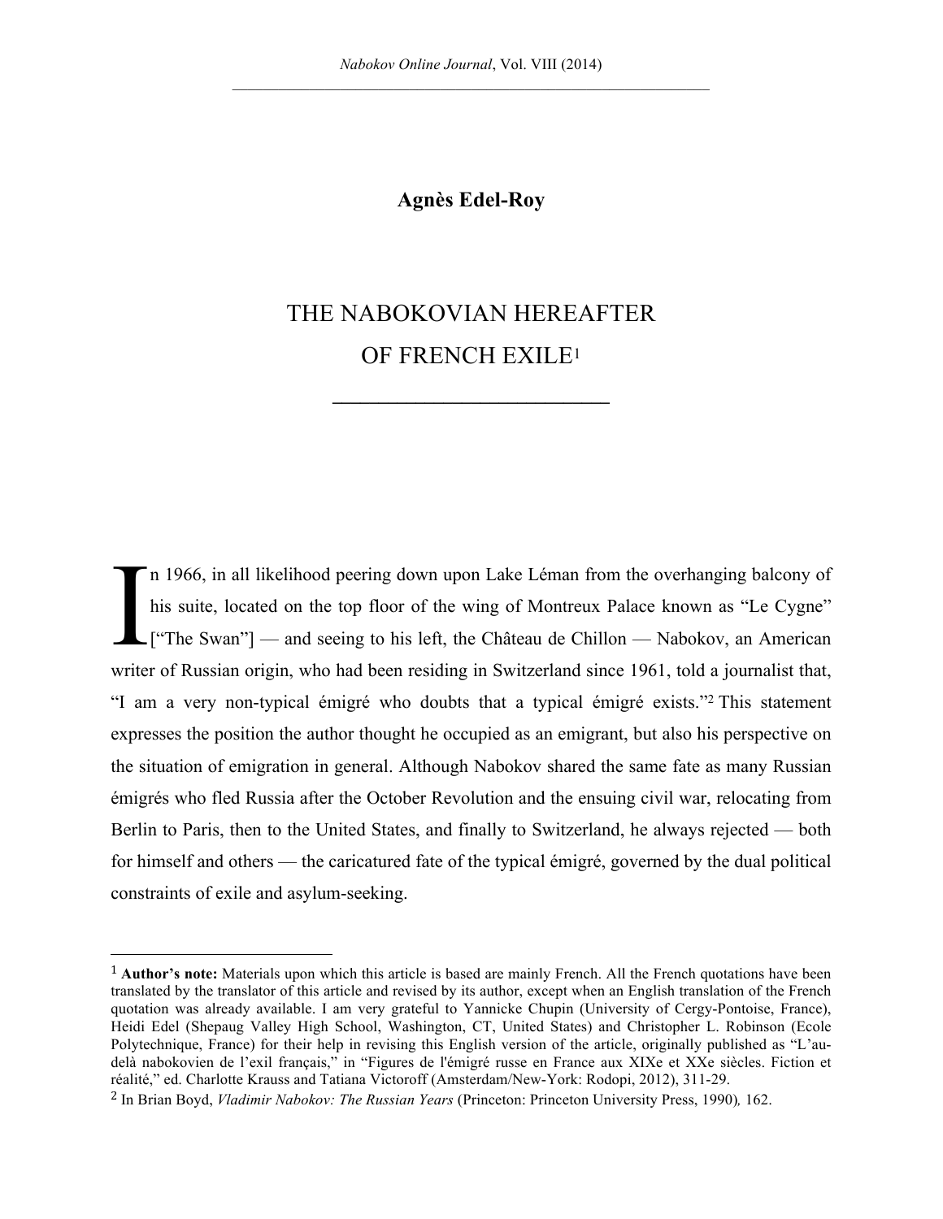**Agnès Edel-Roy**

# THE NABOKOVIAN HEREAFTER OF FRENCH EXILE[1]

In 1966, in all likelihood peering down upon Lake Léman from the overhanging balcony of his suite, located on the top floor of the wing of Montreux Palace known as "Le Cygne" ["The Swan"] — and seeing to his left, the Château de Chillon — Nabokov, an American writer of Russian origin, who had been residing in Switzerland since 1961, told a journalist that, "I am a very non-typical émigré who doubts that a typical émigré exists."[2] This statement expresses the position the author thought he occupied as an emigrant, but also his perspective on the situation of emigration in general. Although Nabokov shared the same fate as many Russian émigrés who fled Russia after the October Revolution and the ensuing civil war, relocating from Berlin to Paris, then to the United States, and finally to Switzerland, he always rejected — both for himself and others — the caricatured fate of the typical émigré, governed by the dual political constraints of exile and asylum-seeking.

---

[1] **Author's note:** Materials upon which this article is based are mainly French. All the French quotations have been translated by the translator of this article and revised by its author, except when an English translation of the French quotation was already available. I am very grateful to Yannicke Chupin (University of Cergy-Pontoise, France), Heidi Edel (Shepaug Valley High School, Washington, CT, United States) and Christopher L. Robinson (Ecole Polytechnique, France) for their help in revising this English version of the article, originally published as "L'au-delà nabokovien de l'exil français," in "Figures de l'émigré russe en France aux XIXe et XXe siècles. Fiction et réalité," ed. Charlotte Krauss and Tatiana Victoroff (Amsterdam/New-York: Rodopi, 2012), 311-29.

[2] In Brian Boyd, *Vladimir Nabokov: The Russian Years* (Princeton: Princeton University Press, 1990), 162.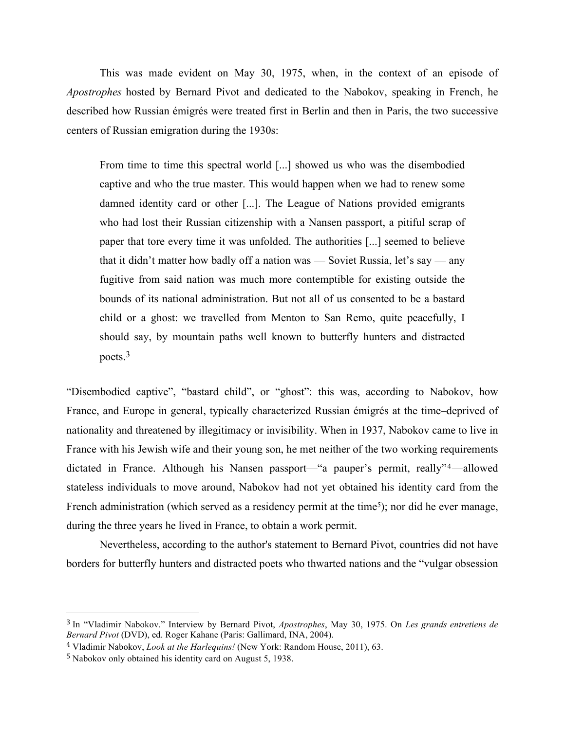This was made evident on May 30, 1975, when, in the context of an episode of *Apostrophes* hosted by Bernard Pivot and dedicated to the Nabokov, speaking in French, he described how Russian émigrés were treated first in Berlin and then in Paris, the two successive centers of Russian emigration during the 1930s:

> From time to time this spectral world [...] showed us who was the disembodied captive and who the true master. This would happen when we had to renew some damned identity card or other [...]. The League of Nations provided emigrants who had lost their Russian citizenship with a Nansen passport, a pitiful scrap of paper that tore every time it was unfolded. The authorities [...] seemed to believe that it didn't matter how badly off a nation was — Soviet Russia, let's say — any fugitive from said nation was much more contemptible for existing outside the bounds of its national administration. But not all of us consented to be a bastard child or a ghost: we travelled from Menton to San Remo, quite peacefully, I should say, by mountain paths well known to butterfly hunters and distracted poets.[3]

"Disembodied captive", "bastard child", or "ghost": this was, according to Nabokov, how France, and Europe in general, typically characterized Russian émigrés at the time–deprived of nationality and threatened by illegitimacy or invisibility. When in 1937, Nabokov came to live in France with his Jewish wife and their young son, he met neither of the two working requirements dictated in France. Although his Nansen passport—"a pauper's permit, really"[4]—allowed stateless individuals to move around, Nabokov had not yet obtained his identity card from the French administration (which served as a residency permit at the time[5]); nor did he ever manage, during the three years he lived in France, to obtain a work permit.

Nevertheless, according to the author's statement to Bernard Pivot, countries did not have borders for butterfly hunters and distracted poets who thwarted nations and the "vulgar obsession

---

[3] In "Vladimir Nabokov." Interview by Bernard Pivot, *Apostrophes*, May 30, 1975. On *Les grands entretiens de Bernard Pivot* (DVD), ed. Roger Kahane (Paris: Gallimard, INA, 2004).

[4] Vladimir Nabokov, *Look at the Harlequins!* (New York: Random House, 2011), 63.

[5] Nabokov only obtained his identity card on August 5, 1938.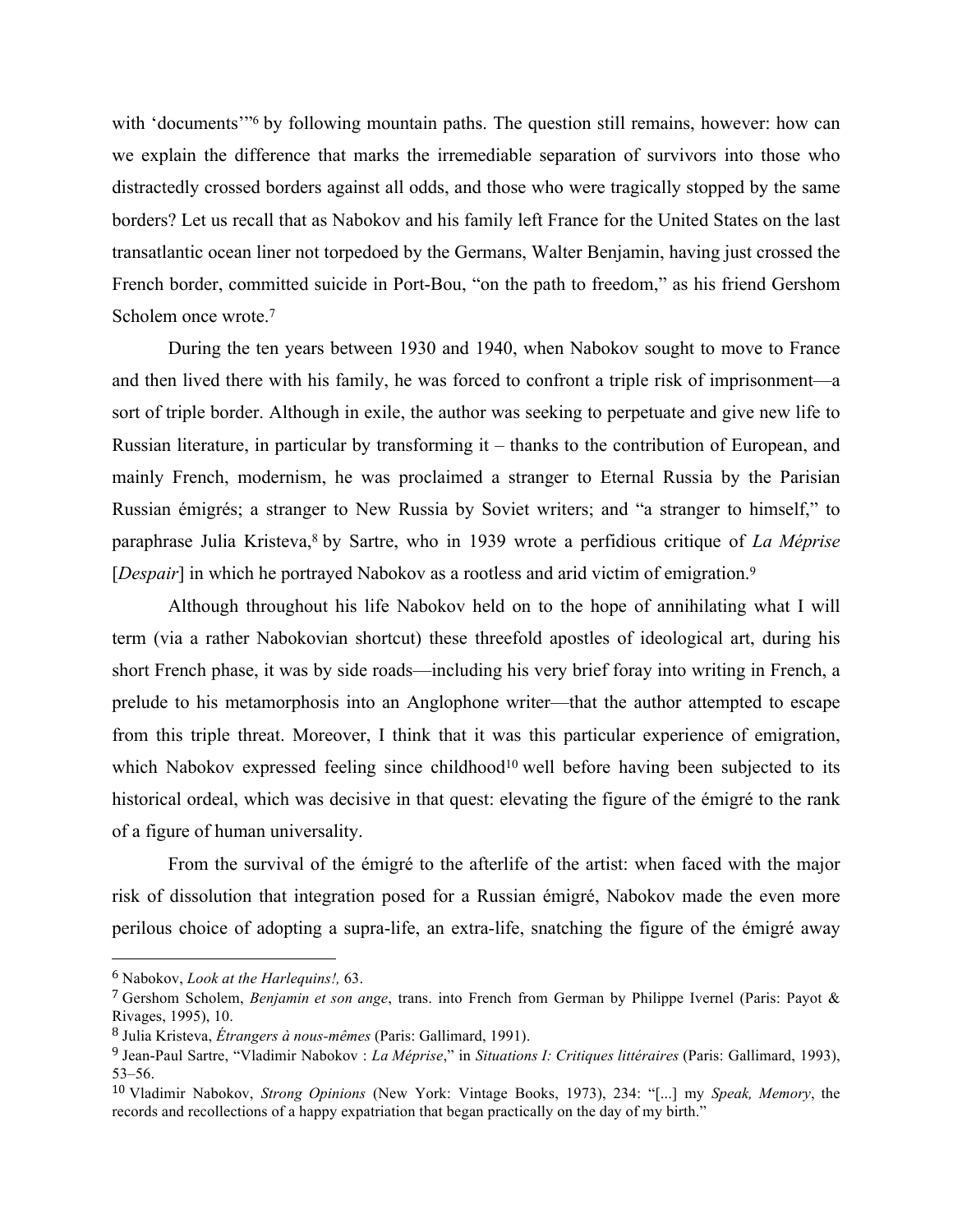with 'documents'"[6] by following mountain paths. The question still remains, however: how can we explain the difference that marks the irremediable separation of survivors into those who distractedly crossed borders against all odds, and those who were tragically stopped by the same borders? Let us recall that as Nabokov and his family left France for the United States on the last transatlantic ocean liner not torpedoed by the Germans, Walter Benjamin, having just crossed the French border, committed suicide in Port-Bou, "on the path to freedom," as his friend Gershom Scholem once wrote.[7]

During the ten years between 1930 and 1940, when Nabokov sought to move to France and then lived there with his family, he was forced to confront a triple risk of imprisonment—a sort of triple border. Although in exile, the author was seeking to perpetuate and give new life to Russian literature, in particular by transforming it – thanks to the contribution of European, and mainly French, modernism, he was proclaimed a stranger to Eternal Russia by the Parisian Russian émigrés; a stranger to New Russia by Soviet writers; and "a stranger to himself," to paraphrase Julia Kristeva,[8] by Sartre, who in 1939 wrote a perfidious critique of *La Méprise* [*Despair*] in which he portrayed Nabokov as a rootless and arid victim of emigration.[9]

Although throughout his life Nabokov held on to the hope of annihilating what I will term (via a rather Nabokovian shortcut) these threefold apostles of ideological art, during his short French phase, it was by side roads—including his very brief foray into writing in French, a prelude to his metamorphosis into an Anglophone writer—that the author attempted to escape from this triple threat. Moreover, I think that it was this particular experience of emigration, which Nabokov expressed feeling since childhood[10] well before having been subjected to its historical ordeal, which was decisive in that quest: elevating the figure of the émigré to the rank of a figure of human universality.

From the survival of the émigré to the afterlife of the artist: when faced with the major risk of dissolution that integration posed for a Russian émigré, Nabokov made the even more perilous choice of adopting a supra-life, an extra-life, snatching the figure of the émigré away

---

[6] Nabokov, *Look at the Harlequins!,* 63.

[7] Gershom Scholem, *Benjamin et son ange*, trans. into French from German by Philippe Ivernel (Paris: Payot & Rivages, 1995), 10.

[8] Julia Kristeva, *Étrangers à nous-mêmes* (Paris: Gallimard, 1991).

[9] Jean-Paul Sartre, "Vladimir Nabokov : *La Méprise*," in *Situations I: Critiques littéraires* (Paris: Gallimard, 1993), 53–56.

[10] Vladimir Nabokov, *Strong Opinions* (New York: Vintage Books, 1973), 234: "[...] my *Speak, Memory*, the records and recollections of a happy expatriation that began practically on the day of my birth."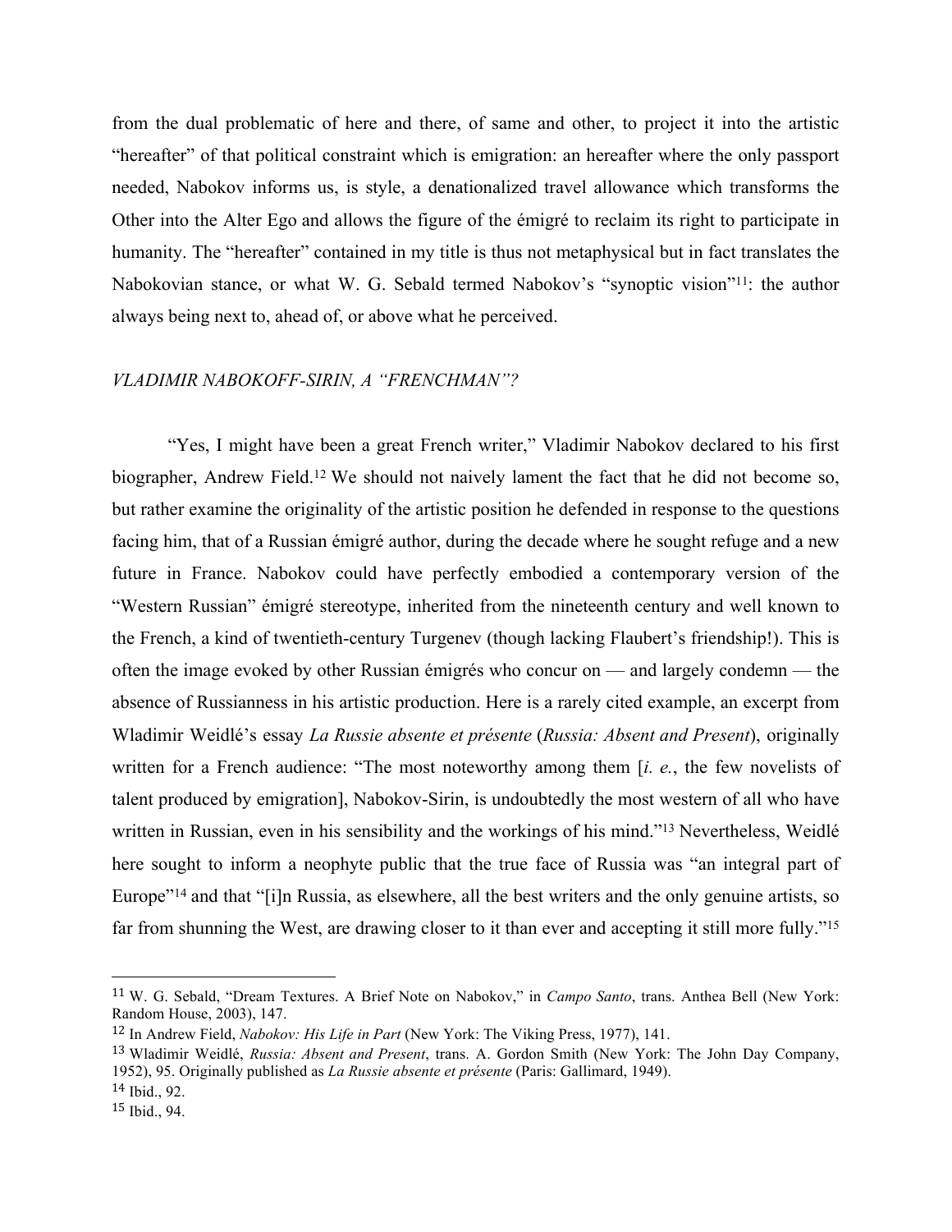from the dual problematic of here and there, of same and other, to project it into the artistic "hereafter" of that political constraint which is emigration: an hereafter where the only passport needed, Nabokov informs us, is style, a denationalized travel allowance which transforms the Other into the Alter Ego and allows the figure of the émigré to reclaim its right to participate in humanity. The "hereafter" contained in my title is thus not metaphysical but in fact translates the Nabokovian stance, or what W. G. Sebald termed Nabokov's "synoptic vision"[11]: the author always being next to, ahead of, or above what he perceived.

## *VLADIMIR NABOKOFF-SIRIN, A "FRENCHMAN"?*

"Yes, I might have been a great French writer," Vladimir Nabokov declared to his first biographer, Andrew Field.[12] We should not naively lament the fact that he did not become so, but rather examine the originality of the artistic position he defended in response to the questions facing him, that of a Russian émigré author, during the decade where he sought refuge and a new future in France. Nabokov could have perfectly embodied a contemporary version of the "Western Russian" émigré stereotype, inherited from the nineteenth century and well known to the French, a kind of twentieth-century Turgenev (though lacking Flaubert's friendship!). This is often the image evoked by other Russian émigrés who concur on — and largely condemn — the absence of Russianness in his artistic production. Here is a rarely cited example, an excerpt from Wladimir Weidlé's essay *La Russie absente et présente* (*Russia: Absent and Present*), originally written for a French audience: "The most noteworthy among them [*i. e.*, the few novelists of talent produced by emigration], Nabokov-Sirin, is undoubtedly the most western of all who have written in Russian, even in his sensibility and the workings of his mind."[13] Nevertheless, Weidlé here sought to inform a neophyte public that the true face of Russia was "an integral part of Europe"[14] and that "[i]n Russia, as elsewhere, all the best writers and the only genuine artists, so far from shunning the West, are drawing closer to it than ever and accepting it still more fully."[15]

---

[11] W. G. Sebald, "Dream Textures. A Brief Note on Nabokov," in *Campo Santo*, trans. Anthea Bell (New York: Random House, 2003), 147.

[12] In Andrew Field, *Nabokov: His Life in Part* (New York: The Viking Press, 1977), 141.

[13] Wladimir Weidlé, *Russia: Absent and Present*, trans. A. Gordon Smith (New York: The John Day Company, 1952), 95. Originally published as *La Russie absente et présente* (Paris: Gallimard, 1949).

[14] Ibid., 92.

[15] Ibid., 94.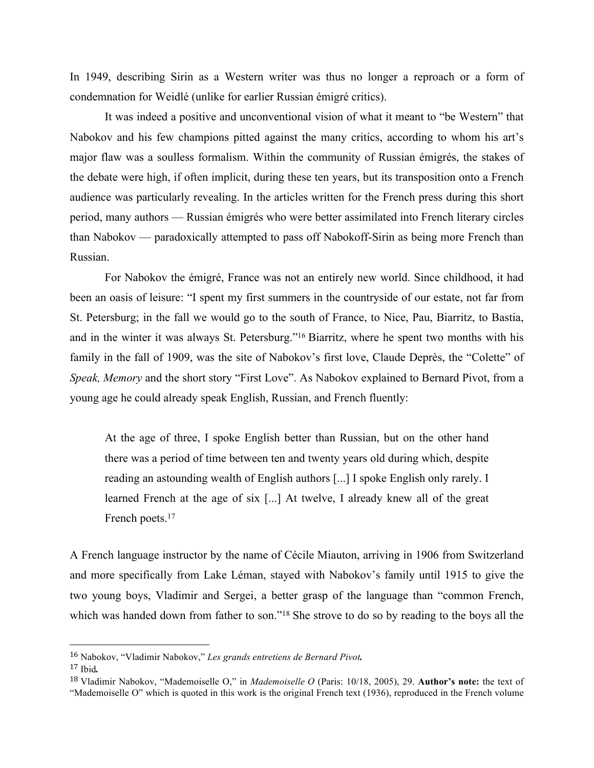In 1949, describing Sirin as a Western writer was thus no longer a reproach or a form of condemnation for Weidlé (unlike for earlier Russian émigré critics).

It was indeed a positive and unconventional vision of what it meant to "be Western" that Nabokov and his few champions pitted against the many critics, according to whom his art's major flaw was a soulless formalism. Within the community of Russian émigrés, the stakes of the debate were high, if often implicit, during these ten years, but its transposition onto a French audience was particularly revealing. In the articles written for the French press during this short period, many authors — Russian émigrés who were better assimilated into French literary circles than Nabokov — paradoxically attempted to pass off Nabokoff-Sirin as being more French than Russian.

For Nabokov the émigré, France was not an entirely new world. Since childhood, it had been an oasis of leisure: "I spent my first summers in the countryside of our estate, not far from St. Petersburg; in the fall we would go to the south of France, to Nice, Pau, Biarritz, to Bastia, and in the winter it was always St. Petersburg."[16] Biarritz, where he spent two months with his family in the fall of 1909, was the site of Nabokov's first love, Claude Deprès, the "Colette" of *Speak, Memory* and the short story "First Love". As Nabokov explained to Bernard Pivot, from a young age he could already speak English, Russian, and French fluently:

> At the age of three, I spoke English better than Russian, but on the other hand there was a period of time between ten and twenty years old during which, despite reading an astounding wealth of English authors [...] I spoke English only rarely. I learned French at the age of six [...] At twelve, I already knew all of the great French poets.[17]

A French language instructor by the name of Cécile Miauton, arriving in 1906 from Switzerland and more specifically from Lake Léman, stayed with Nabokov's family until 1915 to give the two young boys, Vladimir and Sergei, a better grasp of the language than "common French, which was handed down from father to son."[18] She strove to do so by reading to the boys all the

---

[16] Nabokov, "Vladimir Nabokov," *Les grands entretiens de Bernard Pivot.*

[17] Ibid*.*

[18] Vladimir Nabokov, "Mademoiselle O," in *Mademoiselle O* (Paris: 10/18, 2005), 29. **Author's note:** the text of "Mademoiselle O" which is quoted in this work is the original French text (1936), reproduced in the French volume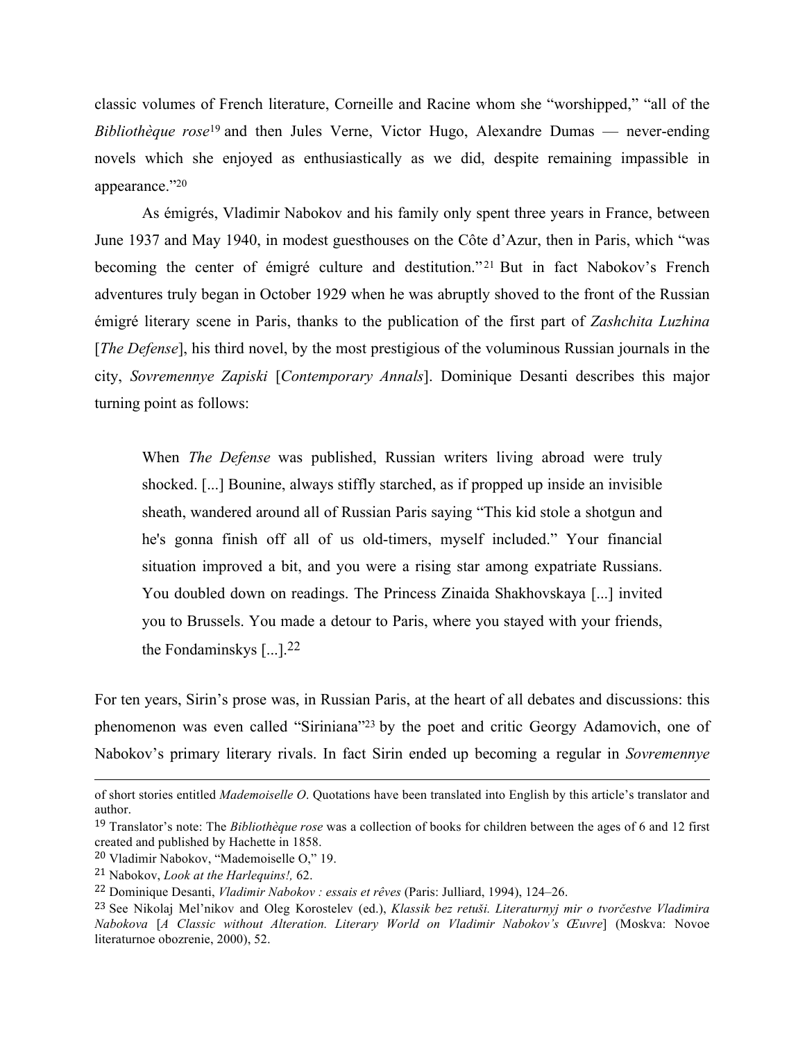classic volumes of French literature, Corneille and Racine whom she "worshipped," "all of the *Bibliothèque rose*[19] and then Jules Verne, Victor Hugo, Alexandre Dumas — never-ending novels which she enjoyed as enthusiastically as we did, despite remaining impassible in appearance."[20]

As émigrés, Vladimir Nabokov and his family only spent three years in France, between June 1937 and May 1940, in modest guesthouses on the Côte d'Azur, then in Paris, which "was becoming the center of émigré culture and destitution."[21] But in fact Nabokov's French adventures truly began in October 1929 when he was abruptly shoved to the front of the Russian émigré literary scene in Paris, thanks to the publication of the first part of *Zashchita Luzhina* [*The Defense*], his third novel, by the most prestigious of the voluminous Russian journals in the city, *Sovremennye Zapiski* [*Contemporary Annals*]. Dominique Desanti describes this major turning point as follows:

> When *The Defense* was published, Russian writers living abroad were truly shocked. [...] Bounine, always stiffly starched, as if propped up inside an invisible sheath, wandered around all of Russian Paris saying "This kid stole a shotgun and he's gonna finish off all of us old-timers, myself included." Your financial situation improved a bit, and you were a rising star among expatriate Russians. You doubled down on readings. The Princess Zinaida Shakhovskaya [...] invited you to Brussels. You made a detour to Paris, where you stayed with your friends, the Fondaminskys [...].[22]

For ten years, Sirin's prose was, in Russian Paris, at the heart of all debates and discussions: this phenomenon was even called "Siriniana"[23] by the poet and critic Georgy Adamovich, one of Nabokov's primary literary rivals. In fact Sirin ended up becoming a regular in *Sovremennye*

---

of short stories entitled *Mademoiselle O*. Quotations have been translated into English by this article's translator and author.

[19] Translator's note: The *Bibliothèque rose* was a collection of books for children between the ages of 6 and 12 first created and published by Hachette in 1858.

[20] Vladimir Nabokov, "Mademoiselle O," 19.

[21] Nabokov, *Look at the Harlequins!,* 62.

[22] Dominique Desanti, *Vladimir Nabokov : essais et rêves* (Paris: Julliard, 1994), 124–26.

[23] See Nikolaj Mel'nikov and Oleg Korostelev (ed.), *Klassik bez retuši. Literaturnyj mir o tvorčestve Vladimira Nabokova* [*A Classic without Alteration. Literary World on Vladimir Nabokov's Œuvre*] (Moskva: Novoe literaturnoe obozrenie, 2000), 52.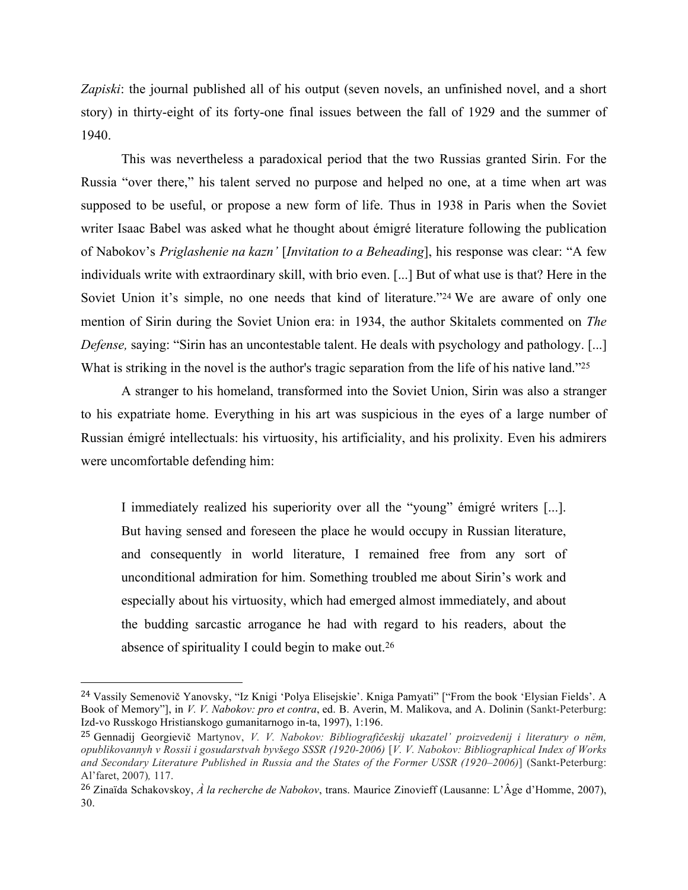*Zapiski*: the journal published all of his output (seven novels, an unfinished novel, and a short story) in thirty-eight of its forty-one final issues between the fall of 1929 and the summer of 1940.

This was nevertheless a paradoxical period that the two Russias granted Sirin. For the Russia "over there," his talent served no purpose and helped no one, at a time when art was supposed to be useful, or propose a new form of life. Thus in 1938 in Paris when the Soviet writer Isaac Babel was asked what he thought about émigré literature following the publication of Nabokov's *Priglashenie na kazn'* [*Invitation to a Beheading*], his response was clear: "A few individuals write with extraordinary skill, with brio even. [...] But of what use is that? Here in the Soviet Union it's simple, no one needs that kind of literature."[24] We are aware of only one mention of Sirin during the Soviet Union era: in 1934, the author Skitalets commented on *The Defense,* saying: "Sirin has an uncontestable talent. He deals with psychology and pathology. [...] What is striking in the novel is the author's tragic separation from the life of his native land."[25]

A stranger to his homeland, transformed into the Soviet Union, Sirin was also a stranger to his expatriate home. Everything in his art was suspicious in the eyes of a large number of Russian émigré intellectuals: his virtuosity, his artificiality, and his prolixity. Even his admirers were uncomfortable defending him:

> I immediately realized his superiority over all the "young" émigré writers [...]. But having sensed and foreseen the place he would occupy in Russian literature, and consequently in world literature, I remained free from any sort of unconditional admiration for him. Something troubled me about Sirin's work and especially about his virtuosity, which had emerged almost immediately, and about the budding sarcastic arrogance he had with regard to his readers, about the absence of spirituality I could begin to make out.[26]

---

[24] Vassily Semenovič Yanovsky, "Iz Knigi 'Polya Elisejskie'. Kniga Pamyati" ["From the book 'Elysian Fields'. A Book of Memory"], in *V. V. Nabokov: pro et contra*, ed. B. Averin, M. Malikova, and A. Dolinin (Sankt-Peterburg: Izd-vo Russkogo Hristianskogo gumanitarnogo in-ta, 1997), 1:196.

[25] Gennadij Georgievič Martynov, *V. V. Nabokov: Bibliografičeskij ukazatel' proizvedenij i literatury o nëm, opublikovannyh v Rossii i gosudarstvah byvšego SSSR (1920-2006)* [*V. V. Nabokov: Bibliographical Index of Works and Secondary Literature Published in Russia and the States of the Former USSR (1920–2006)*] (Sankt-Peterburg: Al'faret, 2007), 117.

[26] Zinaïda Schakovskoy, *À la recherche de Nabokov*, trans. Maurice Zinovieff (Lausanne: L'Âge d'Homme, 2007), 30.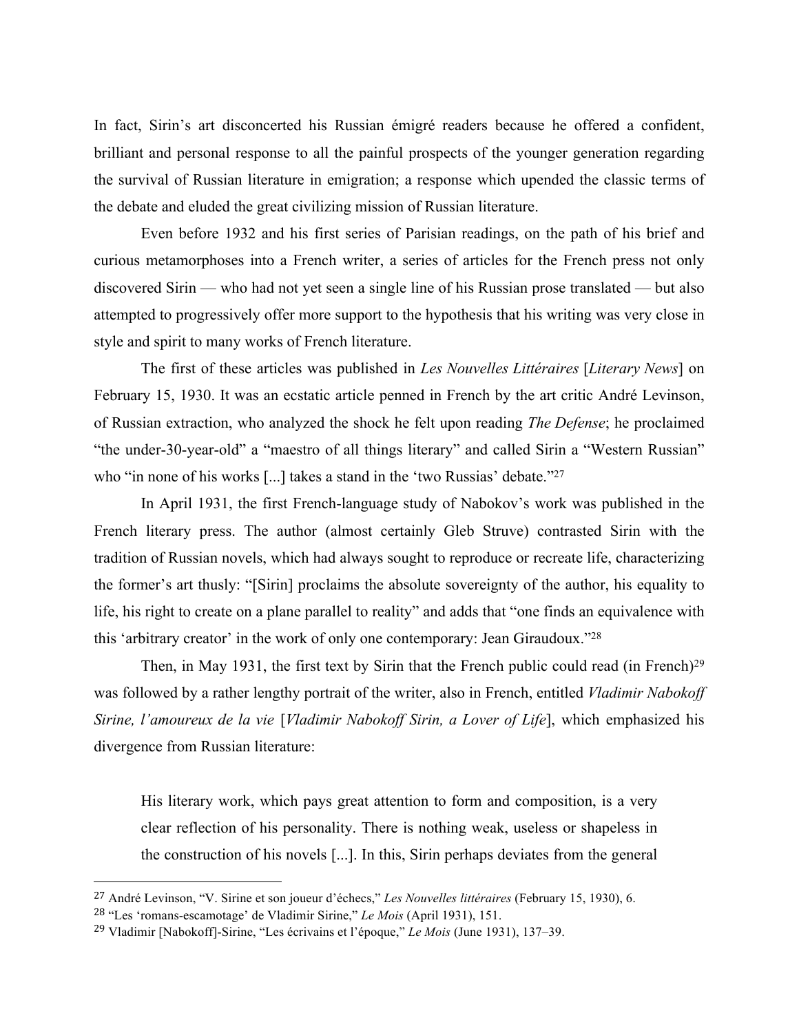In fact, Sirin's art disconcerted his Russian émigré readers because he offered a confident, brilliant and personal response to all the painful prospects of the younger generation regarding the survival of Russian literature in emigration; a response which upended the classic terms of the debate and eluded the great civilizing mission of Russian literature.

Even before 1932 and his first series of Parisian readings, on the path of his brief and curious metamorphoses into a French writer, a series of articles for the French press not only discovered Sirin — who had not yet seen a single line of his Russian prose translated — but also attempted to progressively offer more support to the hypothesis that his writing was very close in style and spirit to many works of French literature.

The first of these articles was published in *Les Nouvelles Littéraires* [*Literary News*] on February 15, 1930. It was an ecstatic article penned in French by the art critic André Levinson, of Russian extraction, who analyzed the shock he felt upon reading *The Defense*; he proclaimed "the under-30-year-old" a "maestro of all things literary" and called Sirin a "Western Russian" who "in none of his works [...] takes a stand in the 'two Russias' debate."[27]

In April 1931, the first French-language study of Nabokov's work was published in the French literary press. The author (almost certainly Gleb Struve) contrasted Sirin with the tradition of Russian novels, which had always sought to reproduce or recreate life, characterizing the former's art thusly: "[Sirin] proclaims the absolute sovereignty of the author, his equality to life, his right to create on a plane parallel to reality" and adds that "one finds an equivalence with this 'arbitrary creator' in the work of only one contemporary: Jean Giraudoux."[28]

Then, in May 1931, the first text by Sirin that the French public could read (in French)[29] was followed by a rather lengthy portrait of the writer, also in French, entitled *Vladimir Nabokoff Sirine, l'amoureux de la vie* [*Vladimir Nabokoff Sirin, a Lover of Life*], which emphasized his divergence from Russian literature:

> His literary work, which pays great attention to form and composition, is a very clear reflection of his personality. There is nothing weak, useless or shapeless in the construction of his novels [...]. In this, Sirin perhaps deviates from the general

---

[27] André Levinson, "V. Sirine et son joueur d'échecs," *Les Nouvelles littéraires* (February 15, 1930), 6.

[28] "Les 'romans-escamotage' de Vladimir Sirine," *Le Mois* (April 1931), 151.

[29] Vladimir [Nabokoff]-Sirine, "Les écrivains et l'époque," *Le Mois* (June 1931), 137–39.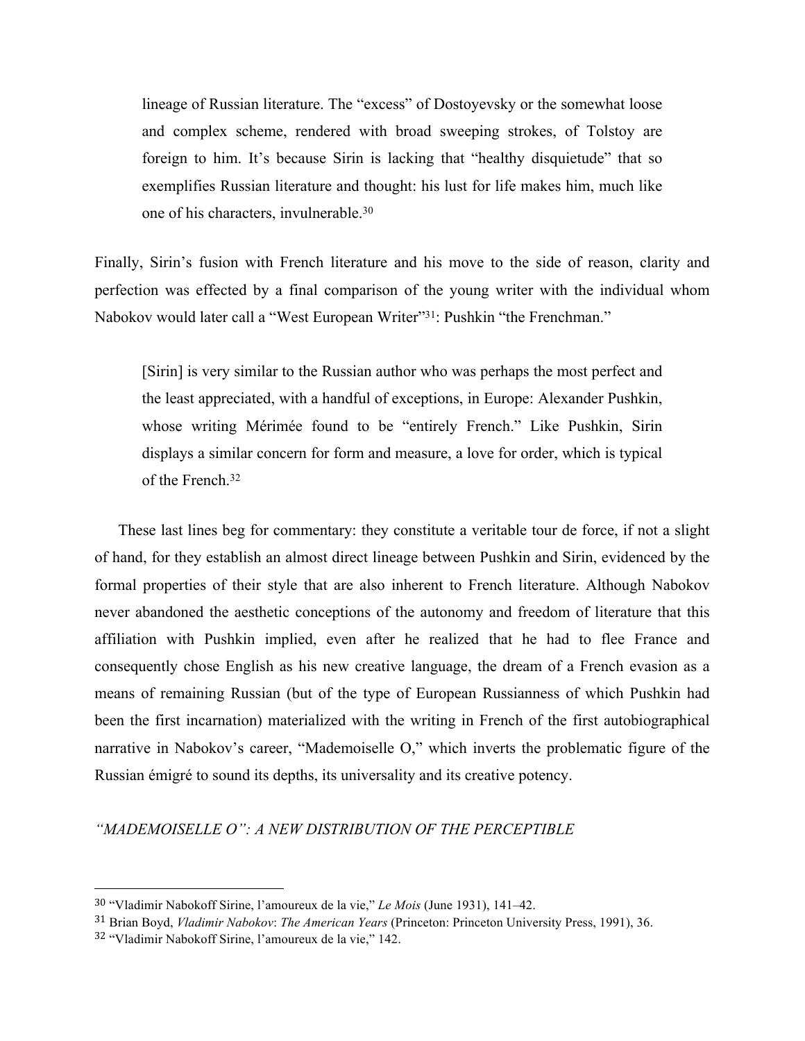> lineage of Russian literature. The "excess" of Dostoyevsky or the somewhat loose and complex scheme, rendered with broad sweeping strokes, of Tolstoy are foreign to him. It's because Sirin is lacking that "healthy disquietude" that so exemplifies Russian literature and thought: his lust for life makes him, much like one of his characters, invulnerable.[30]

Finally, Sirin's fusion with French literature and his move to the side of reason, clarity and perfection was effected by a final comparison of the young writer with the individual whom Nabokov would later call a "West European Writer"[31]: Pushkin "the Frenchman."

> [Sirin] is very similar to the Russian author who was perhaps the most perfect and the least appreciated, with a handful of exceptions, in Europe: Alexander Pushkin, whose writing Mérimée found to be "entirely French." Like Pushkin, Sirin displays a similar concern for form and measure, a love for order, which is typical of the French.[32]

These last lines beg for commentary: they constitute a veritable tour de force, if not a slight of hand, for they establish an almost direct lineage between Pushkin and Sirin, evidenced by the formal properties of their style that are also inherent to French literature. Although Nabokov never abandoned the aesthetic conceptions of the autonomy and freedom of literature that this affiliation with Pushkin implied, even after he realized that he had to flee France and consequently chose English as his new creative language, the dream of a French evasion as a means of remaining Russian (but of the type of European Russianness of which Pushkin had been the first incarnation) materialized with the writing in French of the first autobiographical narrative in Nabokov's career, "Mademoiselle O," which inverts the problematic figure of the Russian émigré to sound its depths, its universality and its creative potency.

## *"MADEMOISELLE O": A NEW DISTRIBUTION OF THE PERCEPTIBLE*

---

[30] "Vladimir Nabokoff Sirine, l'amoureux de la vie," *Le Mois* (June 1931), 141–42.

[31] Brian Boyd, *Vladimir Nabokov*: *The American Years* (Princeton: Princeton University Press, 1991), 36.

[32] "Vladimir Nabokoff Sirine, l'amoureux de la vie," 142.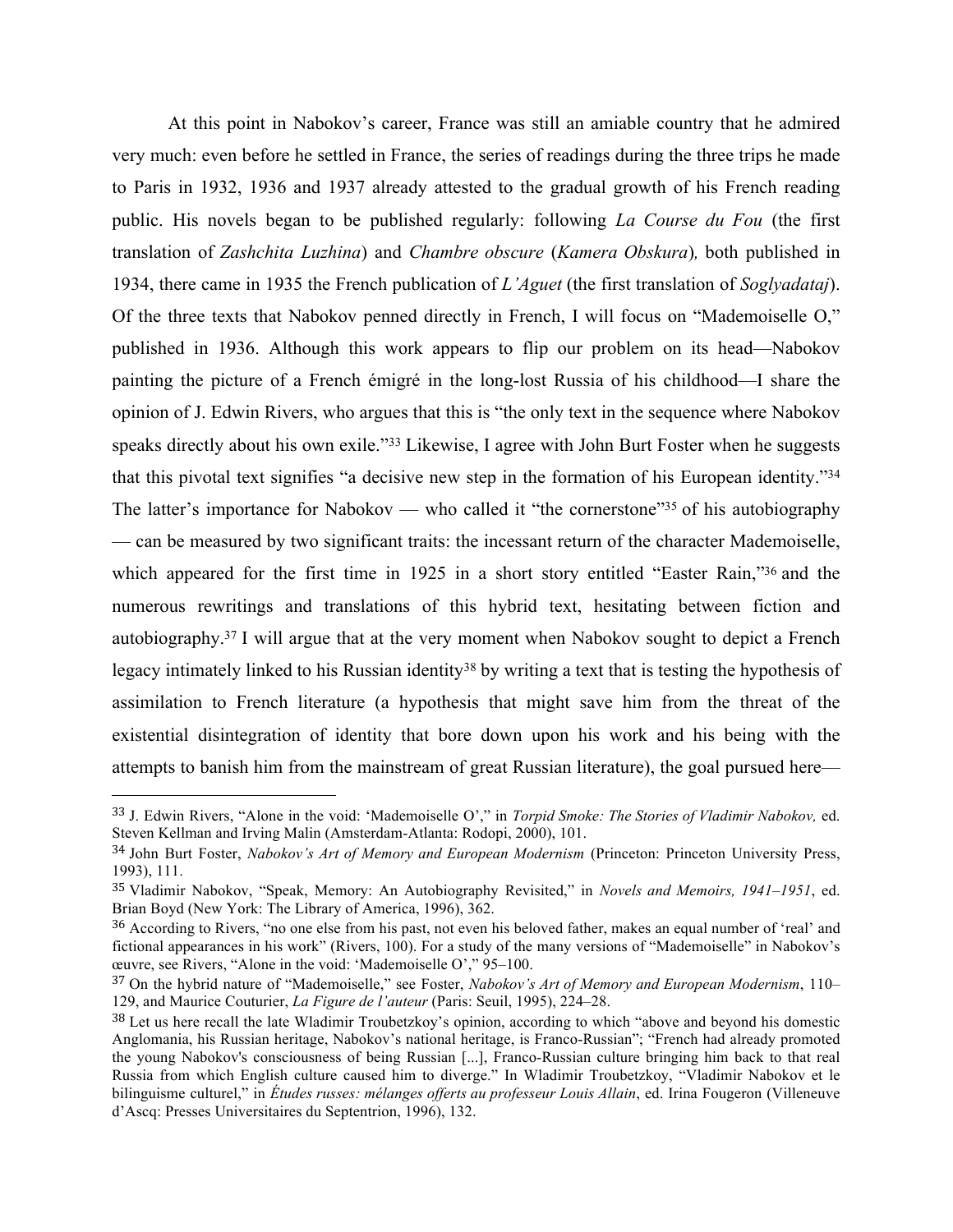At this point in Nabokov's career, France was still an amiable country that he admired very much: even before he settled in France, the series of readings during the three trips he made to Paris in 1932, 1936 and 1937 already attested to the gradual growth of his French reading public. His novels began to be published regularly: following *La Course du Fou* (the first translation of *Zashchita Luzhina*) and *Chambre obscure* (*Kamera Obskura*)*,* both published in 1934, there came in 1935 the French publication of *L'Aguet* (the first translation of *Soglyadataj*). Of the three texts that Nabokov penned directly in French, I will focus on "Mademoiselle O," published in 1936. Although this work appears to flip our problem on its head—Nabokov painting the picture of a French émigré in the long-lost Russia of his childhood—I share the opinion of J. Edwin Rivers, who argues that this is "the only text in the sequence where Nabokov speaks directly about his own exile."[33] Likewise, I agree with John Burt Foster when he suggests that this pivotal text signifies "a decisive new step in the formation of his European identity."[34] The latter's importance for Nabokov — who called it "the cornerstone"[35] of his autobiography — can be measured by two significant traits: the incessant return of the character Mademoiselle, which appeared for the first time in 1925 in a short story entitled "Easter Rain,"[36] and the numerous rewritings and translations of this hybrid text, hesitating between fiction and autobiography.[37] I will argue that at the very moment when Nabokov sought to depict a French legacy intimately linked to his Russian identity[38] by writing a text that is testing the hypothesis of assimilation to French literature (a hypothesis that might save him from the threat of the existential disintegration of identity that bore down upon his work and his being with the attempts to banish him from the mainstream of great Russian literature), the goal pursued here—

---

[33] J. Edwin Rivers, "Alone in the void: 'Mademoiselle O'," in *Torpid Smoke: The Stories of Vladimir Nabokov,* ed. Steven Kellman and Irving Malin (Amsterdam-Atlanta: Rodopi, 2000), 101.

[34] John Burt Foster, *Nabokov's Art of Memory and European Modernism* (Princeton: Princeton University Press, 1993), 111.

[35] Vladimir Nabokov, "Speak, Memory: An Autobiography Revisited," in *Novels and Memoirs, 1941–1951*, ed. Brian Boyd (New York: The Library of America, 1996), 362.

[36] According to Rivers, "no one else from his past, not even his beloved father, makes an equal number of 'real' and fictional appearances in his work" (Rivers, 100). For a study of the many versions of "Mademoiselle" in Nabokov's œuvre, see Rivers, "Alone in the void: 'Mademoiselle O'," 95–100.

[37] On the hybrid nature of "Mademoiselle," see Foster, *Nabokov's Art of Memory and European Modernism*, 110–129, and Maurice Couturier, *La Figure de l'auteur* (Paris: Seuil, 1995), 224–28.

[38] Let us here recall the late Wladimir Troubetzkoy's opinion, according to which "above and beyond his domestic Anglomania, his Russian heritage, Nabokov's national heritage, is Franco-Russian"; "French had already promoted the young Nabokov's consciousness of being Russian [...], Franco-Russian culture bringing him back to that real Russia from which English culture caused him to diverge." In Wladimir Troubetzkoy, "Vladimir Nabokov et le bilinguisme culturel," in *Études russes: mélanges offerts au professeur Louis Allain*, ed. Irina Fougeron (Villeneuve d'Ascq: Presses Universitaires du Septentrion, 1996), 132.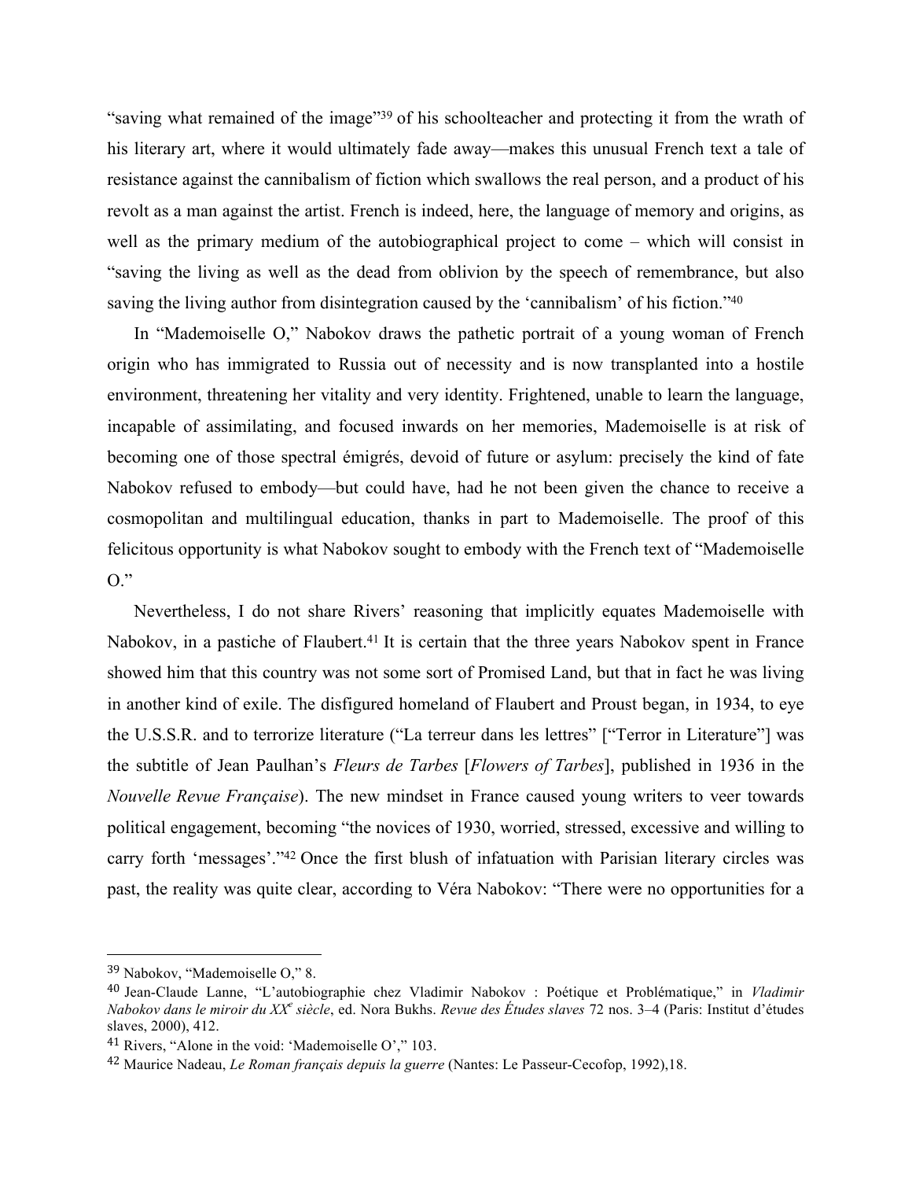"saving what remained of the image"[39] of his schoolteacher and protecting it from the wrath of his literary art, where it would ultimately fade away—makes this unusual French text a tale of resistance against the cannibalism of fiction which swallows the real person, and a product of his revolt as a man against the artist. French is indeed, here, the language of memory and origins, as well as the primary medium of the autobiographical project to come – which will consist in "saving the living as well as the dead from oblivion by the speech of remembrance, but also saving the living author from disintegration caused by the 'cannibalism' of his fiction."[40]

In "Mademoiselle O," Nabokov draws the pathetic portrait of a young woman of French origin who has immigrated to Russia out of necessity and is now transplanted into a hostile environment, threatening her vitality and very identity. Frightened, unable to learn the language, incapable of assimilating, and focused inwards on her memories, Mademoiselle is at risk of becoming one of those spectral émigrés, devoid of future or asylum: precisely the kind of fate Nabokov refused to embody—but could have, had he not been given the chance to receive a cosmopolitan and multilingual education, thanks in part to Mademoiselle. The proof of this felicitous opportunity is what Nabokov sought to embody with the French text of "Mademoiselle O."

Nevertheless, I do not share Rivers' reasoning that implicitly equates Mademoiselle with Nabokov, in a pastiche of Flaubert.[41] It is certain that the three years Nabokov spent in France showed him that this country was not some sort of Promised Land, but that in fact he was living in another kind of exile. The disfigured homeland of Flaubert and Proust began, in 1934, to eye the U.S.S.R. and to terrorize literature ("La terreur dans les lettres" ["Terror in Literature"] was the subtitle of Jean Paulhan's *Fleurs de Tarbes* [*Flowers of Tarbes*], published in 1936 in the *Nouvelle Revue Française*). The new mindset in France caused young writers to veer towards political engagement, becoming "the novices of 1930, worried, stressed, excessive and willing to carry forth 'messages'."[42] Once the first blush of infatuation with Parisian literary circles was past, the reality was quite clear, according to Véra Nabokov: "There were no opportunities for a

---

[39] Nabokov, "Mademoiselle O," 8.

[40] Jean-Claude Lanne, "L'autobiographie chez Vladimir Nabokov : Poétique et Problématique," in *Vladimir Nabokov dans le miroir du XX^e^ siècle*, ed. Nora Bukhs. *Revue des Études slaves* 72 nos. 3–4 (Paris: Institut d'études slaves, 2000), 412.

[41] Rivers, "Alone in the void: 'Mademoiselle O'," 103.

[42] Maurice Nadeau, *Le Roman français depuis la guerre* (Nantes: Le Passeur-Cecofop, 1992),18.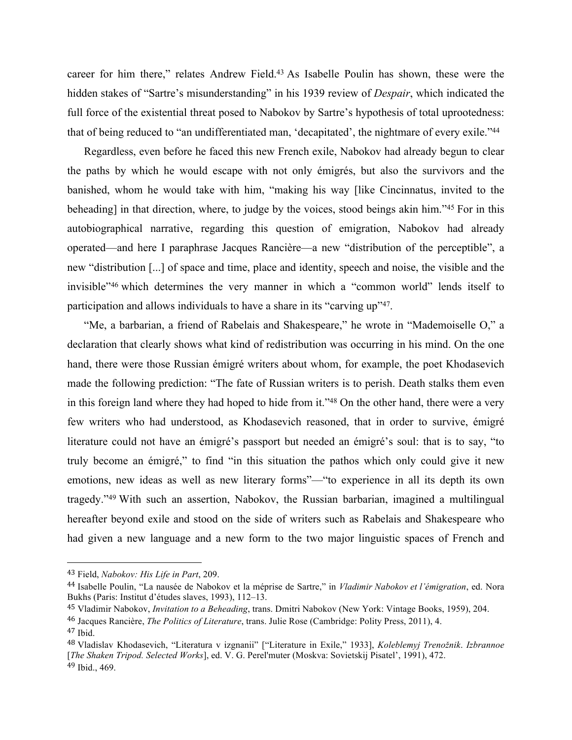career for him there," relates Andrew Field.[43] As Isabelle Poulin has shown, these were the hidden stakes of "Sartre's misunderstanding" in his 1939 review of *Despair*, which indicated the full force of the existential threat posed to Nabokov by Sartre's hypothesis of total uprootedness: that of being reduced to "an undifferentiated man, 'decapitated', the nightmare of every exile."[44]

Regardless, even before he faced this new French exile, Nabokov had already begun to clear the paths by which he would escape with not only émigrés, but also the survivors and the banished, whom he would take with him, "making his way [like Cincinnatus, invited to the beheading] in that direction, where, to judge by the voices, stood beings akin him."[45] For in this autobiographical narrative, regarding this question of emigration, Nabokov had already operated—and here I paraphrase Jacques Rancière—a new "distribution of the perceptible", a new "distribution [...] of space and time, place and identity, speech and noise, the visible and the invisible"[46] which determines the very manner in which a "common world" lends itself to participation and allows individuals to have a share in its "carving up"[47].

"Me, a barbarian, a friend of Rabelais and Shakespeare," he wrote in "Mademoiselle O," a declaration that clearly shows what kind of redistribution was occurring in his mind. On the one hand, there were those Russian émigré writers about whom, for example, the poet Khodasevich made the following prediction: "The fate of Russian writers is to perish. Death stalks them even in this foreign land where they had hoped to hide from it."[48] On the other hand, there were a very few writers who had understood, as Khodasevich reasoned, that in order to survive, émigré literature could not have an émigré's passport but needed an émigré's soul: that is to say, "to truly become an émigré," to find "in this situation the pathos which only could give it new emotions, new ideas as well as new literary forms"—"to experience in all its depth its own tragedy."[49] With such an assertion, Nabokov, the Russian barbarian, imagined a multilingual hereafter beyond exile and stood on the side of writers such as Rabelais and Shakespeare who had given a new language and a new form to the two major linguistic spaces of French and

---

43 Field, *Nabokov: His Life in Part*, 209.

44 Isabelle Poulin, "La nausée de Nabokov et la méprise de Sartre," in *Vladimir Nabokov et l'émigration*, ed. Nora Bukhs (Paris: Institut d'études slaves, 1993), 112–13.

45 Vladimir Nabokov, *Invitation to a Beheading*, trans. Dmitri Nabokov (New York: Vintage Books, 1959), 204.

46 Jacques Rancière, *The Politics of Literature*, trans. Julie Rose (Cambridge: Polity Press, 2011), 4.

47 Ibid.

48 Vladislav Khodasevich, "Literatura v izgnanii" ["Literature in Exile," 1933], *Koleblemyj Trenožnik. Izbrannoe* [*The Shaken Tripod. Selected Works*], ed. V. G. Perel'muter (Moskva: Sovietskij Pisatel', 1991), 472.

49 Ibid., 469.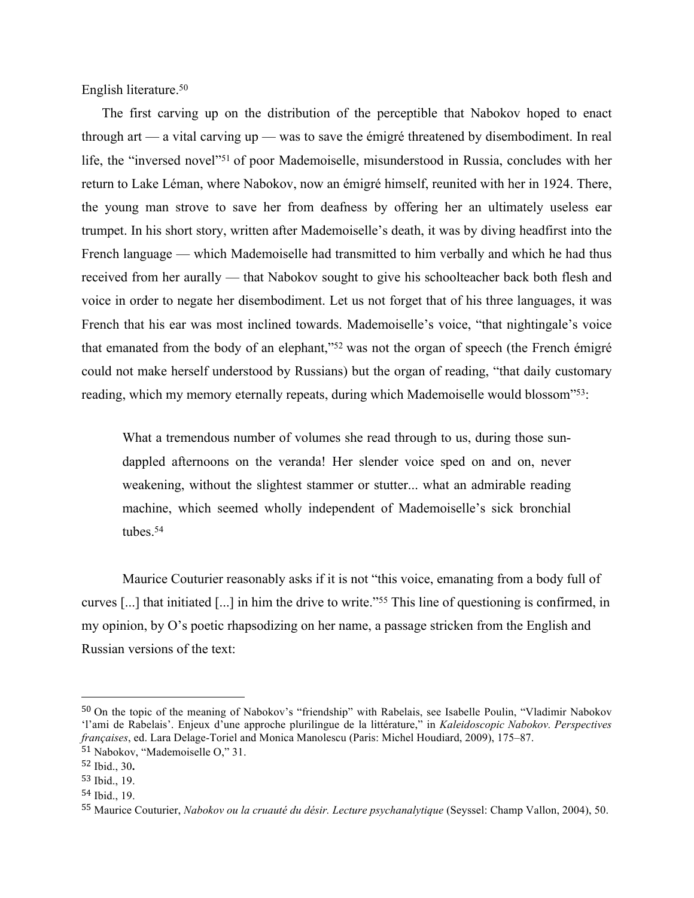English literature.[50]

The first carving up on the distribution of the perceptible that Nabokov hoped to enact through art — a vital carving up — was to save the émigré threatened by disembodiment. In real life, the "inversed novel"[51] of poor Mademoiselle, misunderstood in Russia, concludes with her return to Lake Léman, where Nabokov, now an émigré himself, reunited with her in 1924. There, the young man strove to save her from deafness by offering her an ultimately useless ear trumpet. In his short story, written after Mademoiselle's death, it was by diving headfirst into the French language — which Mademoiselle had transmitted to him verbally and which he had thus received from her aurally — that Nabokov sought to give his schoolteacher back both flesh and voice in order to negate her disembodiment. Let us not forget that of his three languages, it was French that his ear was most inclined towards. Mademoiselle's voice, "that nightingale's voice that emanated from the body of an elephant,"[52] was not the organ of speech (the French émigré could not make herself understood by Russians) but the organ of reading, "that daily customary reading, which my memory eternally repeats, during which Mademoiselle would blossom"[53]:

> What a tremendous number of volumes she read through to us, during those sun-dappled afternoons on the veranda! Her slender voice sped on and on, never weakening, without the slightest stammer or stutter... what an admirable reading machine, which seemed wholly independent of Mademoiselle's sick bronchial tubes.[54]

Maurice Couturier reasonably asks if it is not "this voice, emanating from a body full of curves [...] that initiated [...] in him the drive to write."[55] This line of questioning is confirmed, in my opinion, by O's poetic rhapsodizing on her name, a passage stricken from the English and Russian versions of the text:

---

[50] On the topic of the meaning of Nabokov's "friendship" with Rabelais, see Isabelle Poulin, "Vladimir Nabokov 'l'ami de Rabelais'. Enjeux d'une approche plurilingue de la littérature," in *Kaleidoscopic Nabokov. Perspectives françaises*, ed. Lara Delage-Toriel and Monica Manolescu (Paris: Michel Houdiard, 2009), 175–87.

[51] Nabokov, "Mademoiselle O," 31.

[52] Ibid., 30**.**

[53] Ibid., 19.

[54] Ibid., 19.

[55] Maurice Couturier, *Nabokov ou la cruauté du désir. Lecture psychanalytique* (Seyssel: Champ Vallon, 2004), 50.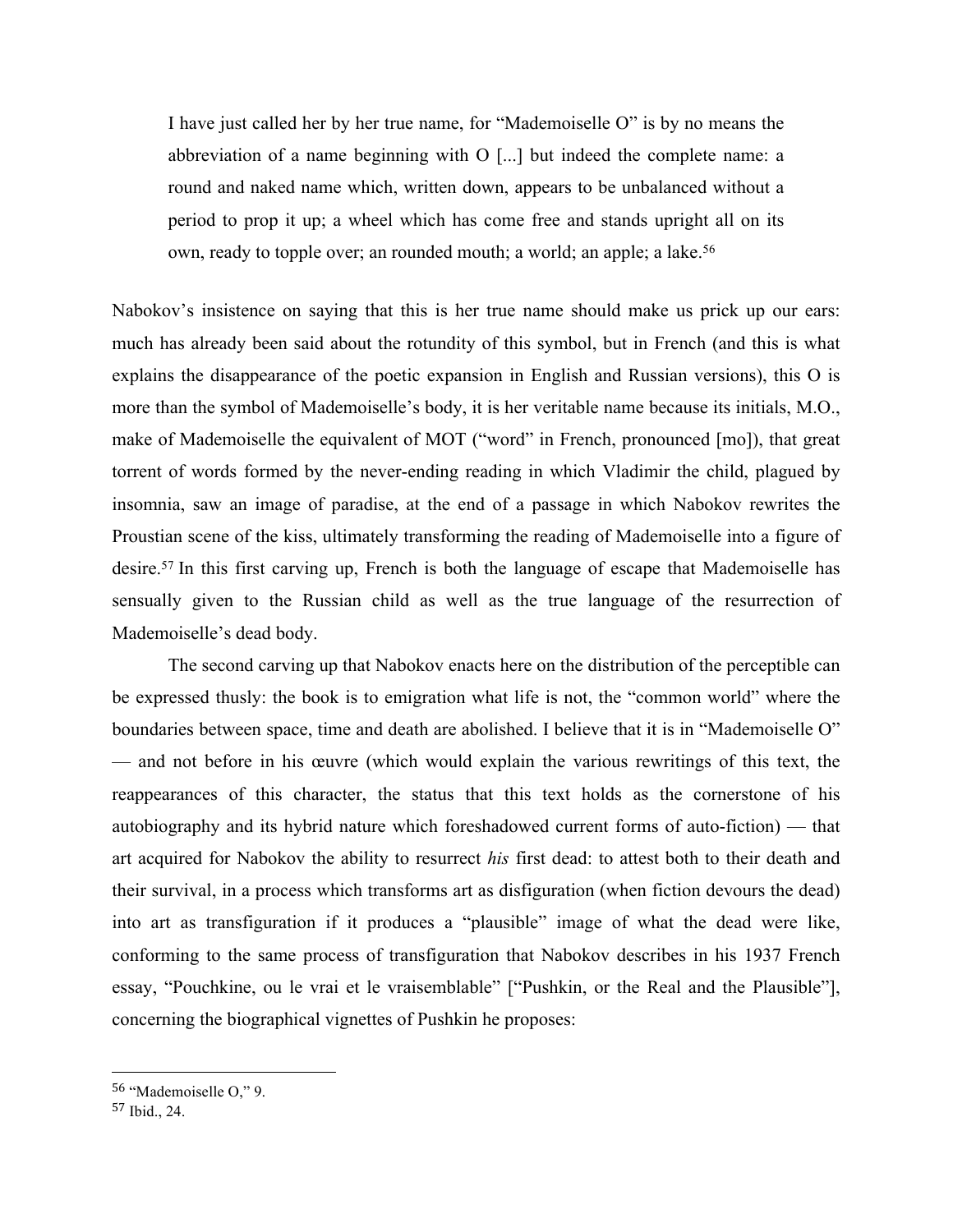> I have just called her by her true name, for "Mademoiselle O" is by no means the abbreviation of a name beginning with O [...] but indeed the complete name: a round and naked name which, written down, appears to be unbalanced without a period to prop it up; a wheel which has come free and stands upright all on its own, ready to topple over; an rounded mouth; a world; an apple; a lake.[56]

Nabokov's insistence on saying that this is her true name should make us prick up our ears: much has already been said about the rotundity of this symbol, but in French (and this is what explains the disappearance of the poetic expansion in English and Russian versions), this O is more than the symbol of Mademoiselle's body, it is her veritable name because its initials, M.O., make of Mademoiselle the equivalent of MOT ("word" in French, pronounced [mo]), that great torrent of words formed by the never-ending reading in which Vladimir the child, plagued by insomnia, saw an image of paradise, at the end of a passage in which Nabokov rewrites the Proustian scene of the kiss, ultimately transforming the reading of Mademoiselle into a figure of desire.[57] In this first carving up, French is both the language of escape that Mademoiselle has sensually given to the Russian child as well as the true language of the resurrection of Mademoiselle's dead body.

The second carving up that Nabokov enacts here on the distribution of the perceptible can be expressed thusly: the book is to emigration what life is not, the "common world" where the boundaries between space, time and death are abolished. I believe that it is in "Mademoiselle O" — and not before in his œuvre (which would explain the various rewritings of this text, the reappearances of this character, the status that this text holds as the cornerstone of his autobiography and its hybrid nature which foreshadowed current forms of auto-fiction) — that art acquired for Nabokov the ability to resurrect *his* first dead: to attest both to their death and their survival, in a process which transforms art as disfiguration (when fiction devours the dead) into art as transfiguration if it produces a "plausible" image of what the dead were like, conforming to the same process of transfiguration that Nabokov describes in his 1937 French essay, "Pouchkine, ou le vrai et le vraisemblable" ["Pushkin, or the Real and the Plausible"], concerning the biographical vignettes of Pushkin he proposes:

---

[56] "Mademoiselle O," 9.

[57] Ibid., 24.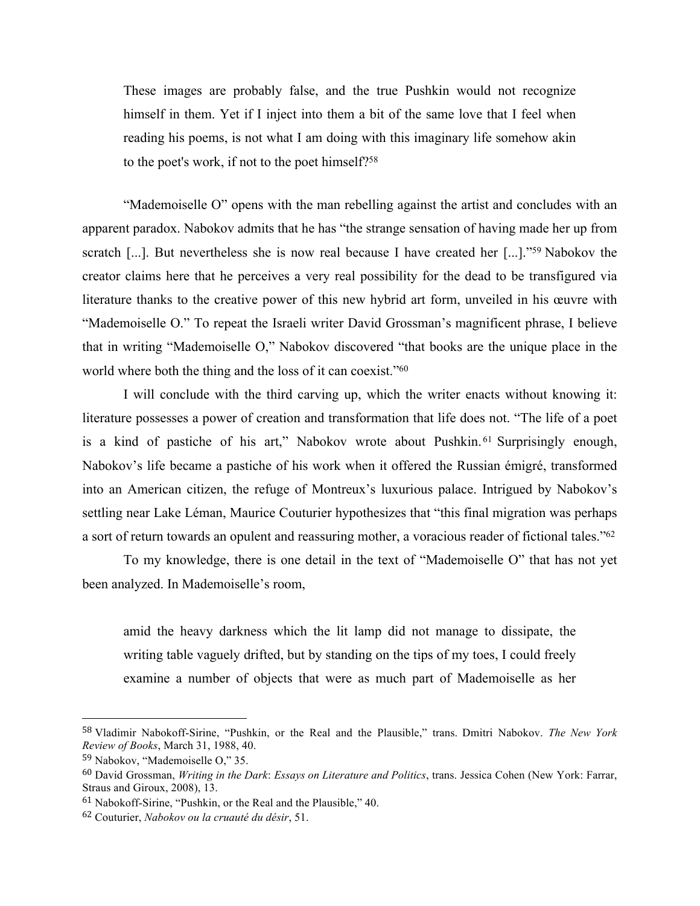> These images are probably false, and the true Pushkin would not recognize himself in them. Yet if I inject into them a bit of the same love that I feel when reading his poems, is not what I am doing with this imaginary life somehow akin to the poet's work, if not to the poet himself?[58]

"Mademoiselle O" opens with the man rebelling against the artist and concludes with an apparent paradox. Nabokov admits that he has "the strange sensation of having made her up from scratch [...]. But nevertheless she is now real because I have created her [...]."[59] Nabokov the creator claims here that he perceives a very real possibility for the dead to be transfigured via literature thanks to the creative power of this new hybrid art form, unveiled in his œuvre with "Mademoiselle O." To repeat the Israeli writer David Grossman's magnificent phrase, I believe that in writing "Mademoiselle O," Nabokov discovered "that books are the unique place in the world where both the thing and the loss of it can coexist."[60]

I will conclude with the third carving up, which the writer enacts without knowing it: literature possesses a power of creation and transformation that life does not. "The life of a poet is a kind of pastiche of his art," Nabokov wrote about Pushkin.[61] Surprisingly enough, Nabokov's life became a pastiche of his work when it offered the Russian émigré, transformed into an American citizen, the refuge of Montreux's luxurious palace. Intrigued by Nabokov's settling near Lake Léman, Maurice Couturier hypothesizes that "this final migration was perhaps a sort of return towards an opulent and reassuring mother, a voracious reader of fictional tales."[62]

To my knowledge, there is one detail in the text of "Mademoiselle O" that has not yet been analyzed. In Mademoiselle's room,

> amid the heavy darkness which the lit lamp did not manage to dissipate, the writing table vaguely drifted, but by standing on the tips of my toes, I could freely examine a number of objects that were as much part of Mademoiselle as her

---

[58] Vladimir Nabokoff-Sirine, "Pushkin, or the Real and the Plausible," trans. Dmitri Nabokov. *The New York Review of Books*, March 31, 1988, 40.

[59] Nabokov, "Mademoiselle O," 35.

[60] David Grossman, *Writing in the Dark*: *Essays on Literature and Politics*, trans. Jessica Cohen (New York: Farrar, Straus and Giroux, 2008), 13.

[61] Nabokoff-Sirine, "Pushkin, or the Real and the Plausible," 40.

[62] Couturier, *Nabokov ou la cruauté du désir*, 51.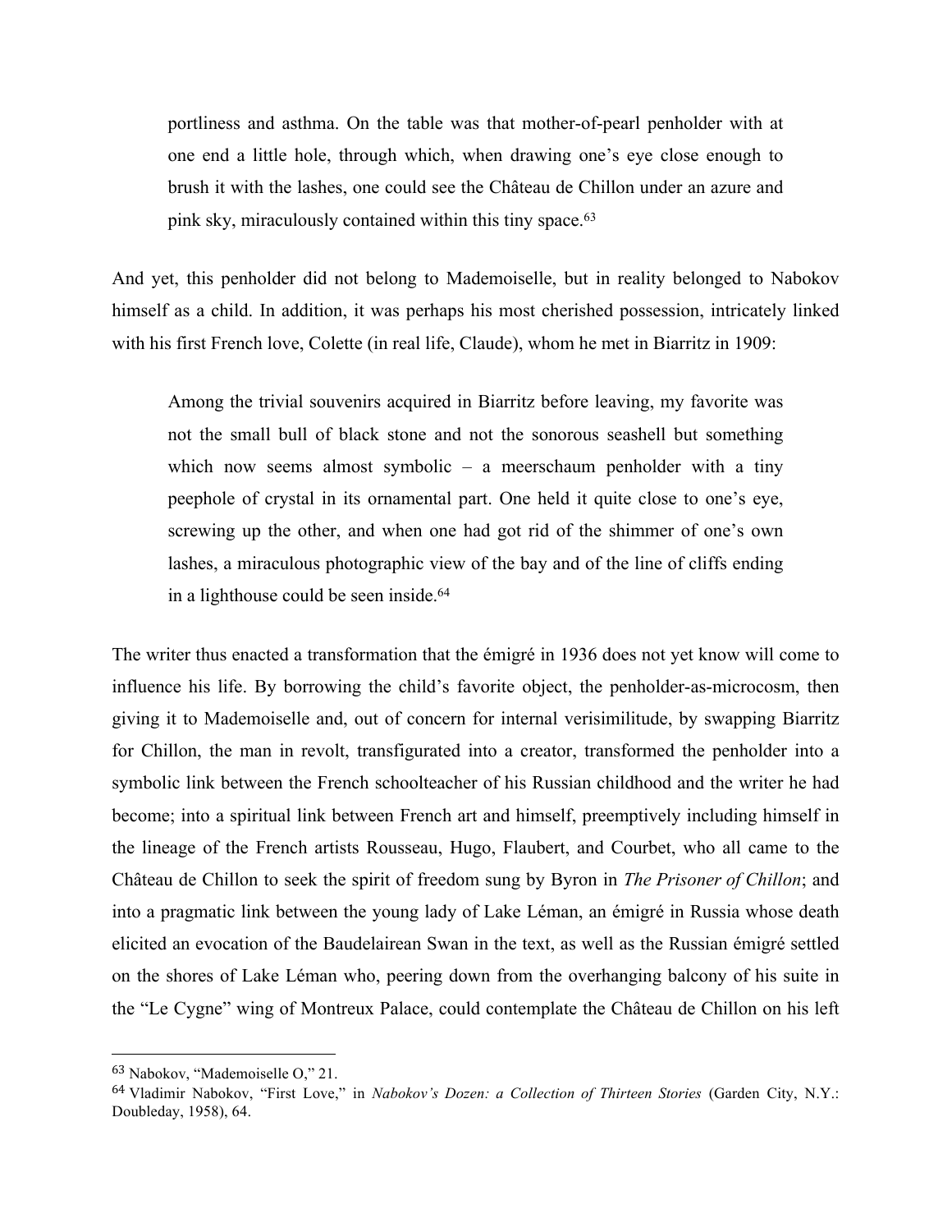> portliness and asthma. On the table was that mother-of-pearl penholder with at one end a little hole, through which, when drawing one's eye close enough to brush it with the lashes, one could see the Château de Chillon under an azure and pink sky, miraculously contained within this tiny space.[63]

And yet, this penholder did not belong to Mademoiselle, but in reality belonged to Nabokov himself as a child. In addition, it was perhaps his most cherished possession, intricately linked with his first French love, Colette (in real life, Claude), whom he met in Biarritz in 1909:

> Among the trivial souvenirs acquired in Biarritz before leaving, my favorite was not the small bull of black stone and not the sonorous seashell but something which now seems almost symbolic – a meerschaum penholder with a tiny peephole of crystal in its ornamental part. One held it quite close to one's eye, screwing up the other, and when one had got rid of the shimmer of one's own lashes, a miraculous photographic view of the bay and of the line of cliffs ending in a lighthouse could be seen inside.[64]

The writer thus enacted a transformation that the émigré in 1936 does not yet know will come to influence his life. By borrowing the child's favorite object, the penholder-as-microcosm, then giving it to Mademoiselle and, out of concern for internal verisimilitude, by swapping Biarritz for Chillon, the man in revolt, transfigurated into a creator, transformed the penholder into a symbolic link between the French schoolteacher of his Russian childhood and the writer he had become; into a spiritual link between French art and himself, preemptively including himself in the lineage of the French artists Rousseau, Hugo, Flaubert, and Courbet, who all came to the Château de Chillon to seek the spirit of freedom sung by Byron in *The Prisoner of Chillon*; and into a pragmatic link between the young lady of Lake Léman, an émigré in Russia whose death elicited an evocation of the Baudelairean Swan in the text, as well as the Russian émigré settled on the shores of Lake Léman who, peering down from the overhanging balcony of his suite in the "Le Cygne" wing of Montreux Palace, could contemplate the Château de Chillon on his left

---

[63] Nabokov, "Mademoiselle O," 21.

[64] Vladimir Nabokov, "First Love," in *Nabokov's Dozen: a Collection of Thirteen Stories* (Garden City, N.Y.: Doubleday, 1958), 64.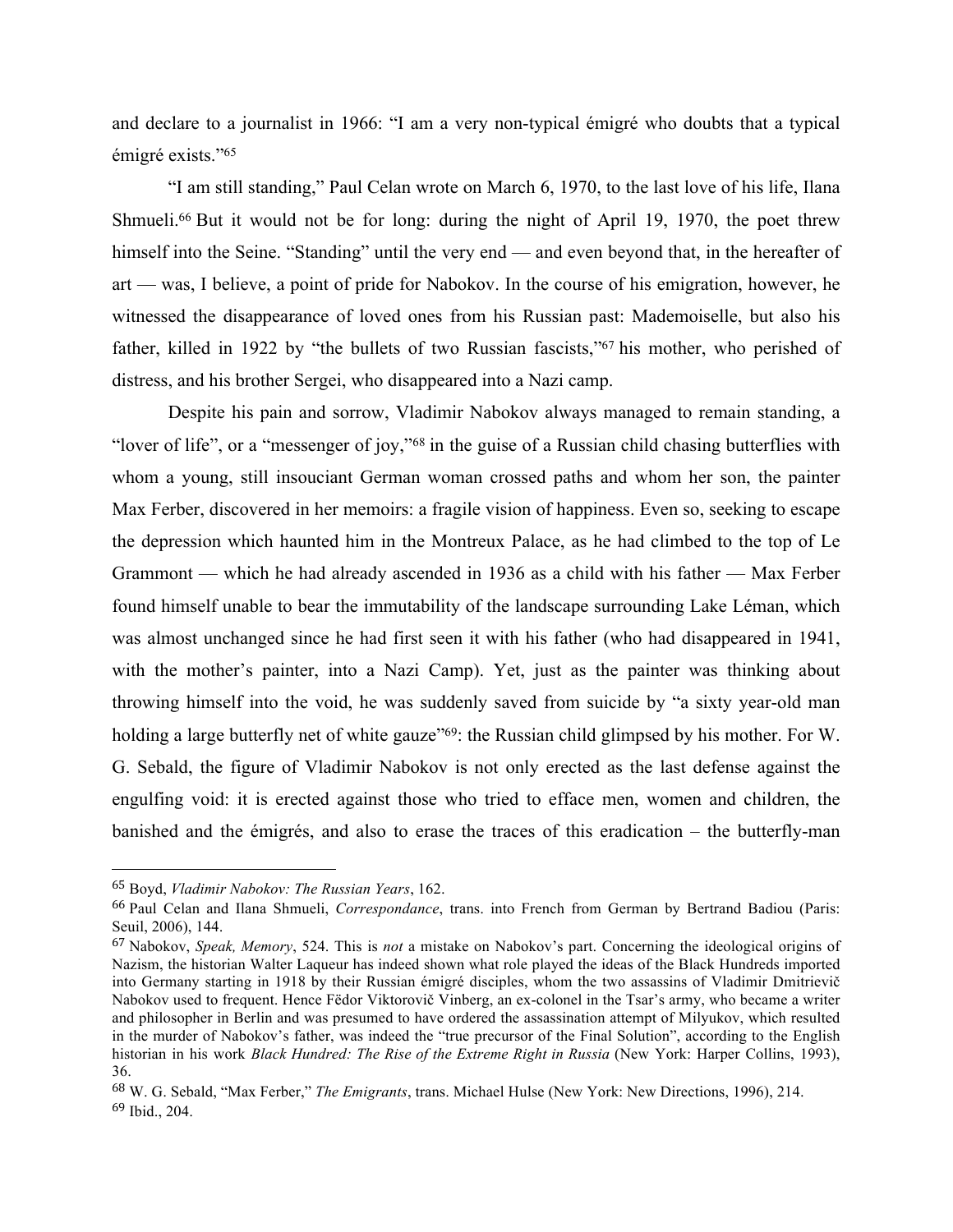and declare to a journalist in 1966: "I am a very non-typical émigré who doubts that a typical émigré exists."[65]

"I am still standing," Paul Celan wrote on March 6, 1970, to the last love of his life, Ilana Shmueli.[66] But it would not be for long: during the night of April 19, 1970, the poet threw himself into the Seine. "Standing" until the very end — and even beyond that, in the hereafter of art — was, I believe, a point of pride for Nabokov. In the course of his emigration, however, he witnessed the disappearance of loved ones from his Russian past: Mademoiselle, but also his father, killed in 1922 by "the bullets of two Russian fascists,"[67] his mother, who perished of distress, and his brother Sergei, who disappeared into a Nazi camp.

Despite his pain and sorrow, Vladimir Nabokov always managed to remain standing, a "lover of life", or a "messenger of joy,"[68] in the guise of a Russian child chasing butterflies with whom a young, still insouciant German woman crossed paths and whom her son, the painter Max Ferber, discovered in her memoirs: a fragile vision of happiness. Even so, seeking to escape the depression which haunted him in the Montreux Palace, as he had climbed to the top of Le Grammont — which he had already ascended in 1936 as a child with his father — Max Ferber found himself unable to bear the immutability of the landscape surrounding Lake Léman, which was almost unchanged since he had first seen it with his father (who had disappeared in 1941, with the mother's painter, into a Nazi Camp). Yet, just as the painter was thinking about throwing himself into the void, he was suddenly saved from suicide by "a sixty year-old man holding a large butterfly net of white gauze"[69]: the Russian child glimpsed by his mother. For W. G. Sebald, the figure of Vladimir Nabokov is not only erected as the last defense against the engulfing void: it is erected against those who tried to efface men, women and children, the banished and the émigrés, and also to erase the traces of this eradication – the butterfly-man

---

[65] Boyd, *Vladimir Nabokov: The Russian Years*, 162.

[66] Paul Celan and Ilana Shmueli, *Correspondance*, trans. into French from German by Bertrand Badiou (Paris: Seuil, 2006), 144.

[67] Nabokov, *Speak, Memory*, 524. This is *not* a mistake on Nabokov's part. Concerning the ideological origins of Nazism, the historian Walter Laqueur has indeed shown what role played the ideas of the Black Hundreds imported into Germany starting in 1918 by their Russian émigré disciples, whom the two assassins of Vladimir Dmitrievič Nabokov used to frequent. Hence Fëdor Viktorovič Vinberg, an ex-colonel in the Tsar's army, who became a writer and philosopher in Berlin and was presumed to have ordered the assassination attempt of Milyukov, which resulted in the murder of Nabokov's father, was indeed the "true precursor of the Final Solution", according to the English historian in his work *Black Hundred: The Rise of the Extreme Right in Russia* (New York: Harper Collins, 1993), 36.

[68] W. G. Sebald, "Max Ferber," *The Emigrants*, trans. Michael Hulse (New York: New Directions, 1996), 214.

[69] Ibid., 204.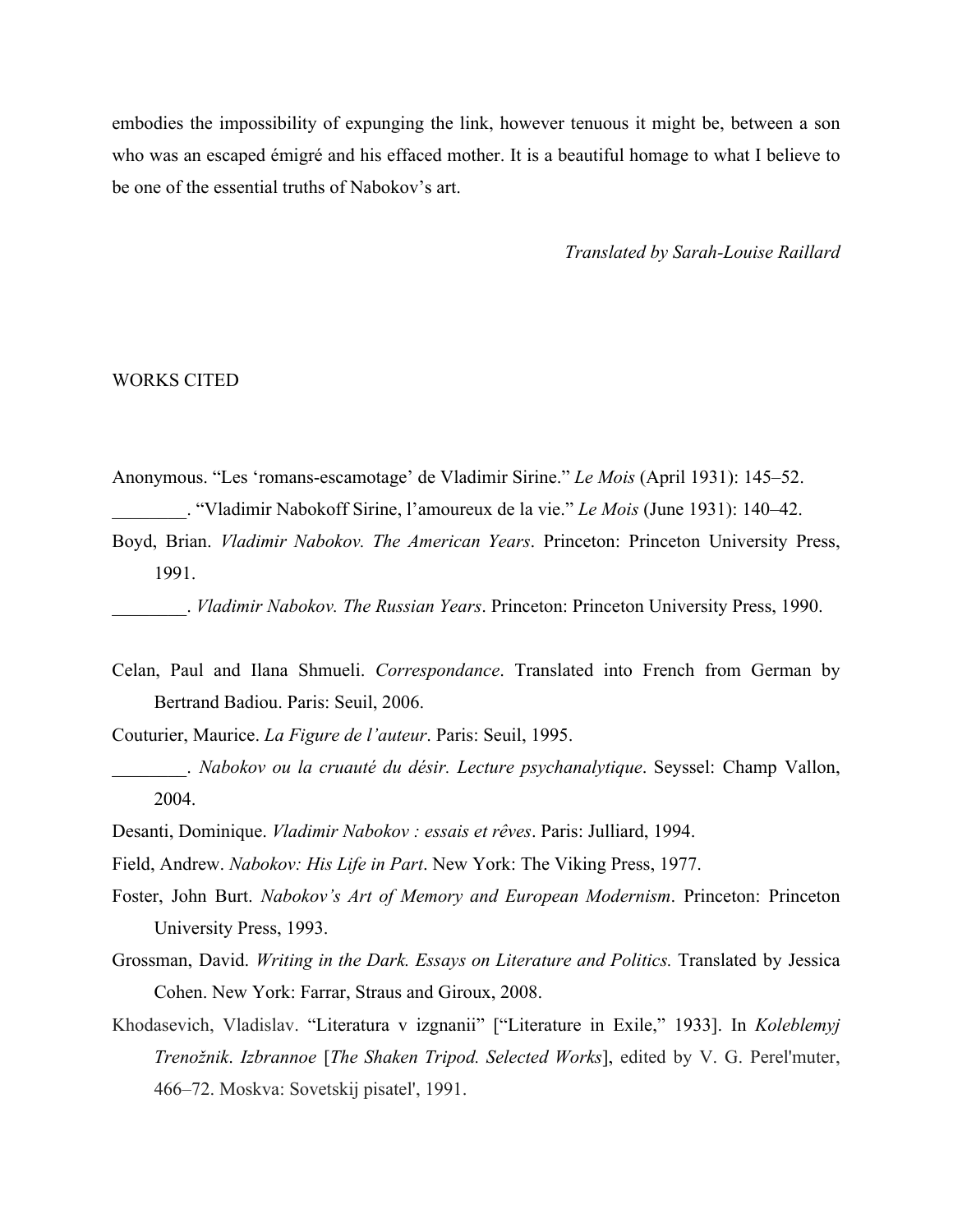embodies the impossibility of expunging the link, however tenuous it might be, between a son who was an escaped émigré and his effaced mother. It is a beautiful homage to what I believe to be one of the essential truths of Nabokov's art.

*Translated by Sarah-Louise Raillard*

## WORKS CITED

Anonymous. "Les 'romans-escamotage' de Vladimir Sirine." *Le Mois* (April 1931): 145–52.

________. "Vladimir Nabokoff Sirine, l'amoureux de la vie." *Le Mois* (June 1931): 140–42.

Boyd, Brian. *Vladimir Nabokov. The American Years*. Princeton: Princeton University Press, 1991.

________. *Vladimir Nabokov. The Russian Years*. Princeton: Princeton University Press, 1990.

Celan, Paul and Ilana Shmueli. *Correspondance*. Translated into French from German by Bertrand Badiou. Paris: Seuil, 2006.

Couturier, Maurice. *La Figure de l'auteur*. Paris: Seuil, 1995.

________. *Nabokov ou la cruauté du désir. Lecture psychanalytique*. Seyssel: Champ Vallon, 2004.

Desanti, Dominique. *Vladimir Nabokov : essais et rêves*. Paris: Julliard, 1994.

Field, Andrew. *Nabokov: His Life in Part*. New York: The Viking Press, 1977.

Foster, John Burt. *Nabokov's Art of Memory and European Modernism*. Princeton: Princeton University Press, 1993.

Grossman, David. *Writing in the Dark. Essays on Literature and Politics.* Translated by Jessica Cohen. New York: Farrar, Straus and Giroux, 2008.

Khodasevich, Vladislav. "Literatura v izgnanii" ["Literature in Exile," 1933]. In *Koleblemyj Trenožnik*. *Izbrannoe* [*The Shaken Tripod. Selected Works*], edited by V. G. Perel'muter, 466–72. Moskva: Sovetskij pisatel', 1991.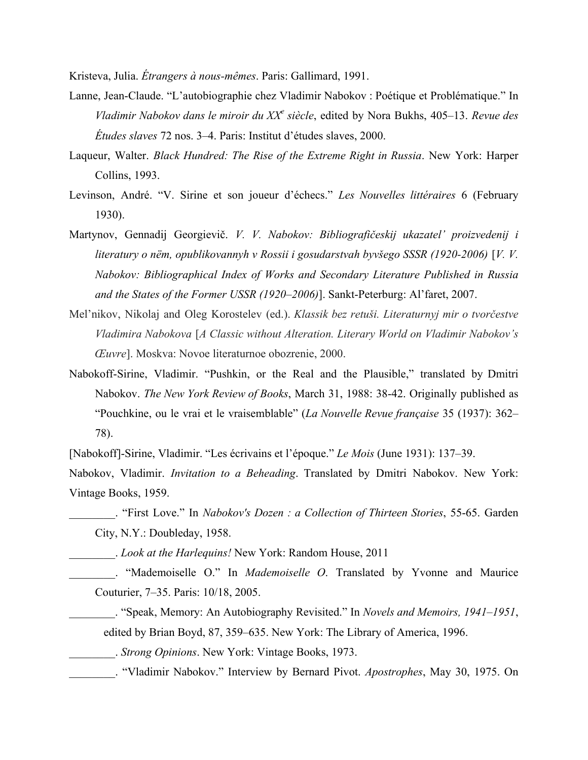Kristeva, Julia. *Étrangers à nous-mêmes*. Paris: Gallimard, 1991.

Lanne, Jean-Claude. "L'autobiographie chez Vladimir Nabokov : Poétique et Problématique." In *Vladimir Nabokov dans le miroir du XX$^{e}$ siècle*, edited by Nora Bukhs, 405–13. *Revue des Études slaves* 72 nos. 3–4. Paris: Institut d'études slaves, 2000.

Laqueur, Walter. *Black Hundred: The Rise of the Extreme Right in Russia*. New York: Harper Collins, 1993.

Levinson, André. "V. Sirine et son joueur d'échecs." *Les Nouvelles littéraires* 6 (February 1930).

Martynov, Gennadij Georgievič. *V. V. Nabokov: Bibliografičeskij ukazatel' proizvedenij i literatury o nëm, opublikovannyh v Rossii i gosudarstvah byvšego SSSR (1920-2006)* [*V. V. Nabokov: Bibliographical Index of Works and Secondary Literature Published in Russia and the States of the Former USSR (1920–2006)*]. Sankt-Peterburg: Al'faret, 2007.

Mel'nikov, Nikolaj and Oleg Korostelev (ed.). *Klassik bez retuši. Literaturnyj mir o tvorčestve Vladimira Nabokova* [*A Classic without Alteration. Literary World on Vladimir Nabokov's Œuvre*]. Moskva: Novoe literaturnoe obozrenie, 2000.

Nabokoff-Sirine, Vladimir. "Pushkin, or the Real and the Plausible," translated by Dmitri Nabokov. *The New York Review of Books*, March 31, 1988: 38-42. Originally published as "Pouchkine, ou le vrai et le vraisemblable" (*La Nouvelle Revue française* 35 (1937): 362–78).

[Nabokoff]-Sirine, Vladimir. "Les écrivains et l'époque." *Le Mois* (June 1931): 137–39.

Nabokov, Vladimir. *Invitation to a Beheading*. Translated by Dmitri Nabokov. New York: Vintage Books, 1959.

________. "First Love." In *Nabokov's Dozen : a Collection of Thirteen Stories*, 55-65. Garden City, N.Y.: Doubleday, 1958.

________. *Look at the Harlequins!* New York: Random House, 2011

________. "Mademoiselle O." In *Mademoiselle O*. Translated by Yvonne and Maurice Couturier, 7–35. Paris: 10/18, 2005.

________. "Speak, Memory: An Autobiography Revisited." In *Novels and Memoirs, 1941–1951*, edited by Brian Boyd, 87, 359–635. New York: The Library of America, 1996.

________. *Strong Opinions*. New York: Vintage Books, 1973.

________. "Vladimir Nabokov." Interview by Bernard Pivot. *Apostrophes*, May 30, 1975. On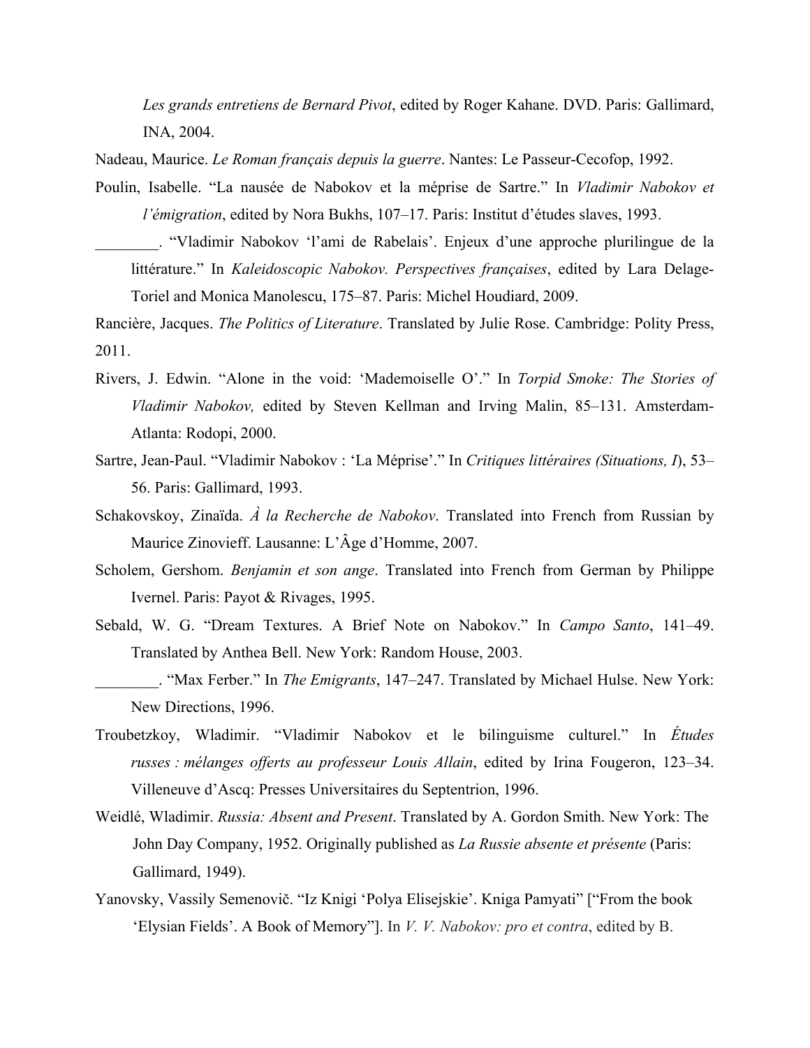*Les grands entretiens de Bernard Pivot*, edited by Roger Kahane. DVD. Paris: Gallimard, INA, 2004.

Nadeau, Maurice. *Le Roman français depuis la guerre*. Nantes: Le Passeur-Cecofop, 1992.

Poulin, Isabelle. "La nausée de Nabokov et la méprise de Sartre." In *Vladimir Nabokov et l'émigration*, edited by Nora Bukhs, 107–17. Paris: Institut d'études slaves, 1993.

________. "Vladimir Nabokov 'l'ami de Rabelais'. Enjeux d'une approche plurilingue de la littérature." In *Kaleidoscopic Nabokov. Perspectives françaises*, edited by Lara Delage-Toriel and Monica Manolescu, 175–87. Paris: Michel Houdiard, 2009.

Rancière, Jacques. *The Politics of Literature*. Translated by Julie Rose. Cambridge: Polity Press, 2011.

Rivers, J. Edwin. "Alone in the void: 'Mademoiselle O'." In *Torpid Smoke: The Stories of Vladimir Nabokov,* edited by Steven Kellman and Irving Malin, 85–131. Amsterdam-Atlanta: Rodopi, 2000.

Sartre, Jean-Paul. "Vladimir Nabokov : 'La Méprise'." In *Critiques littéraires (Situations, I*), 53–56. Paris: Gallimard, 1993.

Schakovskoy, Zinaïda. *À la Recherche de Nabokov*. Translated into French from Russian by Maurice Zinovieff. Lausanne: L'Âge d'Homme, 2007.

Scholem, Gershom. *Benjamin et son ange*. Translated into French from German by Philippe Ivernel. Paris: Payot & Rivages, 1995.

Sebald, W. G. "Dream Textures. A Brief Note on Nabokov." In *Campo Santo*, 141–49. Translated by Anthea Bell. New York: Random House, 2003.

________. "Max Ferber." In *The Emigrants*, 147–247. Translated by Michael Hulse. New York: New Directions, 1996.

Troubetzkoy, Wladimir. "Vladimir Nabokov et le bilinguisme culturel." In *Études russes : mélanges offerts au professeur Louis Allain*, edited by Irina Fougeron, 123–34. Villeneuve d'Ascq: Presses Universitaires du Septentrion, 1996.

Weidlé, Wladimir. *Russia: Absent and Present*. Translated by A. Gordon Smith. New York: The John Day Company, 1952. Originally published as *La Russie absente et présente* (Paris: Gallimard, 1949).

Yanovsky, Vassily Semenovič. "Iz Knigi 'Polya Elisejskie'. Kniga Pamyati" ["From the book 'Elysian Fields'. A Book of Memory"]. In *V. V. Nabokov: pro et contra*, edited by B.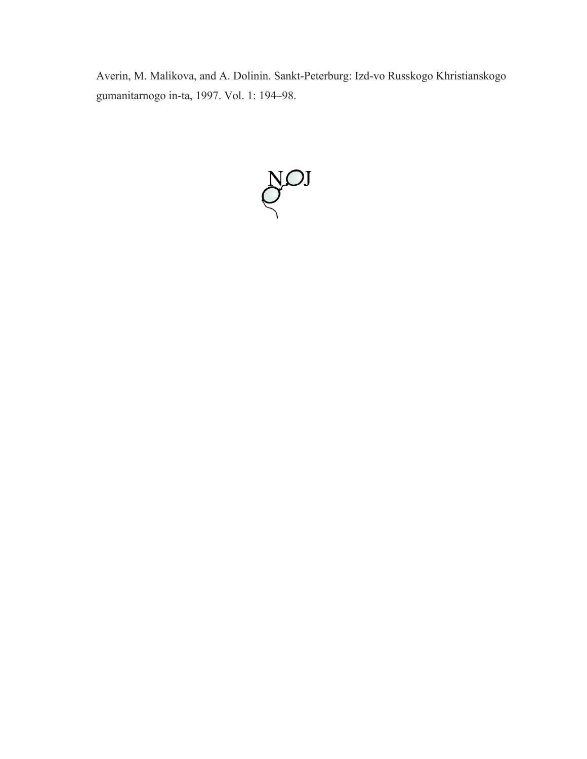Averin, M. Malikova, and A. Dolinin. Sankt-Peterburg: Izd-vo Russkogo Khristianskogo gumanitarnogo in-ta, 1997. Vol. 1: 194–98.